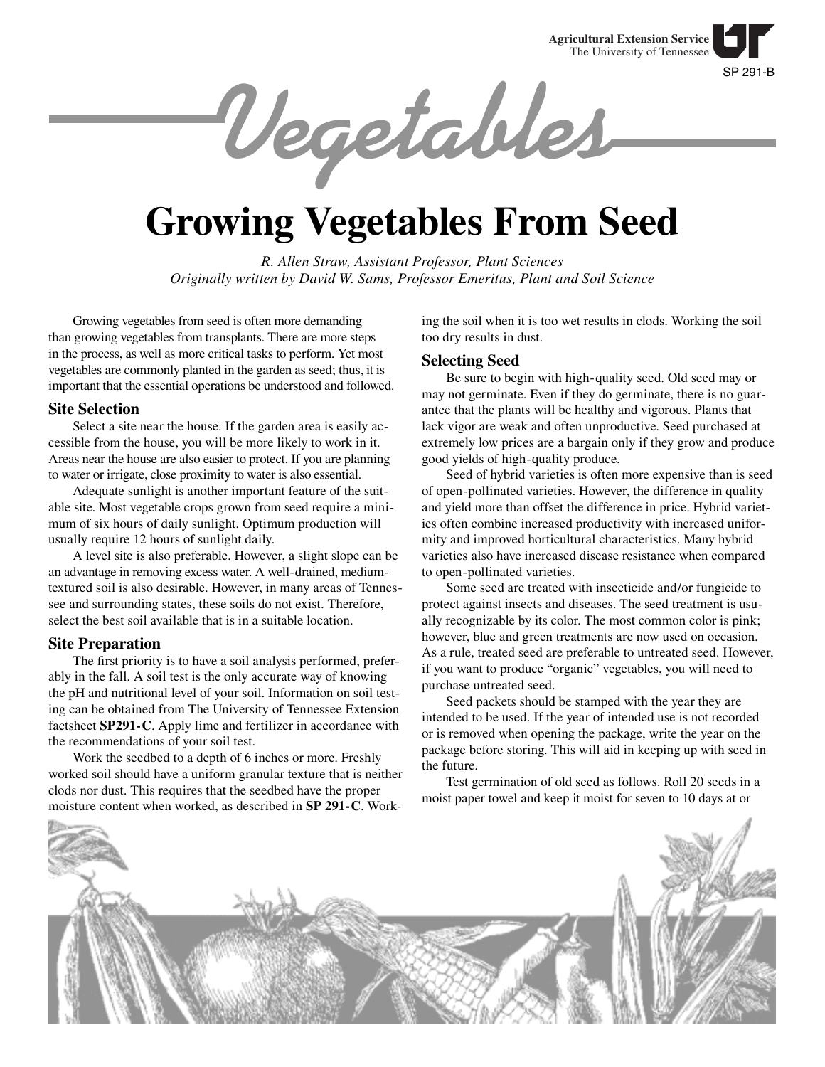Agricultural Extension Service
The University of Tennessee

SP 291-B

# Vegetables

# Growing Vegetables From Seed

*R. Allen Straw, Assistant Professor, Plant Sciences*
*Originally written by David W. Sams, Professor Emeritus, Plant and Soil Science*

Growing vegetables from seed is often more demanding than growing vegetables from transplants. There are more steps in the process, as well as more critical tasks to perform. Yet most vegetables are commonly planted in the garden as seed; thus, it is important that the essential operations be understood and followed.

## Site Selection

Select a site near the house. If the garden area is easily accessible from the house, you will be more likely to work in it. Areas near the house are also easier to protect. If you are planning to water or irrigate, close proximity to water is also essential.

Adequate sunlight is another important feature of the suitable site. Most vegetable crops grown from seed require a minimum of six hours of daily sunlight. Optimum production will usually require 12 hours of sunlight daily.

A level site is also preferable. However, a slight slope can be an advantage in removing excess water. A well-drained, medium-textured soil is also desirable. However, in many areas of Tennessee and surrounding states, these soils do not exist. Therefore, select the best soil available that is in a suitable location.

## Site Preparation

The first priority is to have a soil analysis performed, preferably in the fall. A soil test is the only accurate way of knowing the pH and nutritional level of your soil. Information on soil testing can be obtained from The University of Tennessee Extension factsheet **SP291-C**. Apply lime and fertilizer in accordance with the recommendations of your soil test.

Work the seedbed to a depth of 6 inches or more. Freshly worked soil should have a uniform granular texture that is neither clods nor dust. This requires that the seedbed have the proper moisture content when worked, as described in **SP 291-C**. Working the soil when it is too wet results in clods. Working the soil too dry results in dust.

## Selecting Seed

Be sure to begin with high-quality seed. Old seed may or may not germinate. Even if they do germinate, there is no guarantee that the plants will be healthy and vigorous. Plants that lack vigor are weak and often unproductive. Seed purchased at extremely low prices are a bargain only if they grow and produce good yields of high-quality produce.

Seed of hybrid varieties is often more expensive than is seed of open-pollinated varieties. However, the difference in quality and yield more than offset the difference in price. Hybrid varieties often combine increased productivity with increased uniformity and improved horticultural characteristics. Many hybrid varieties also have increased disease resistance when compared to open-pollinated varieties.

Some seed are treated with insecticide and/or fungicide to protect against insects and diseases. The seed treatment is usually recognizable by its color. The most common color is pink; however, blue and green treatments are now used on occasion. As a rule, treated seed are preferable to untreated seed. However, if you want to produce "organic" vegetables, you will need to purchase untreated seed.

Seed packets should be stamped with the year they are intended to be used. If the year of intended use is not recorded or is removed when opening the package, write the year on the package before storing. This will aid in keeping up with seed in the future.

Test germination of old seed as follows. Roll 20 seeds in a moist paper towel and keep it moist for seven to 10 days at or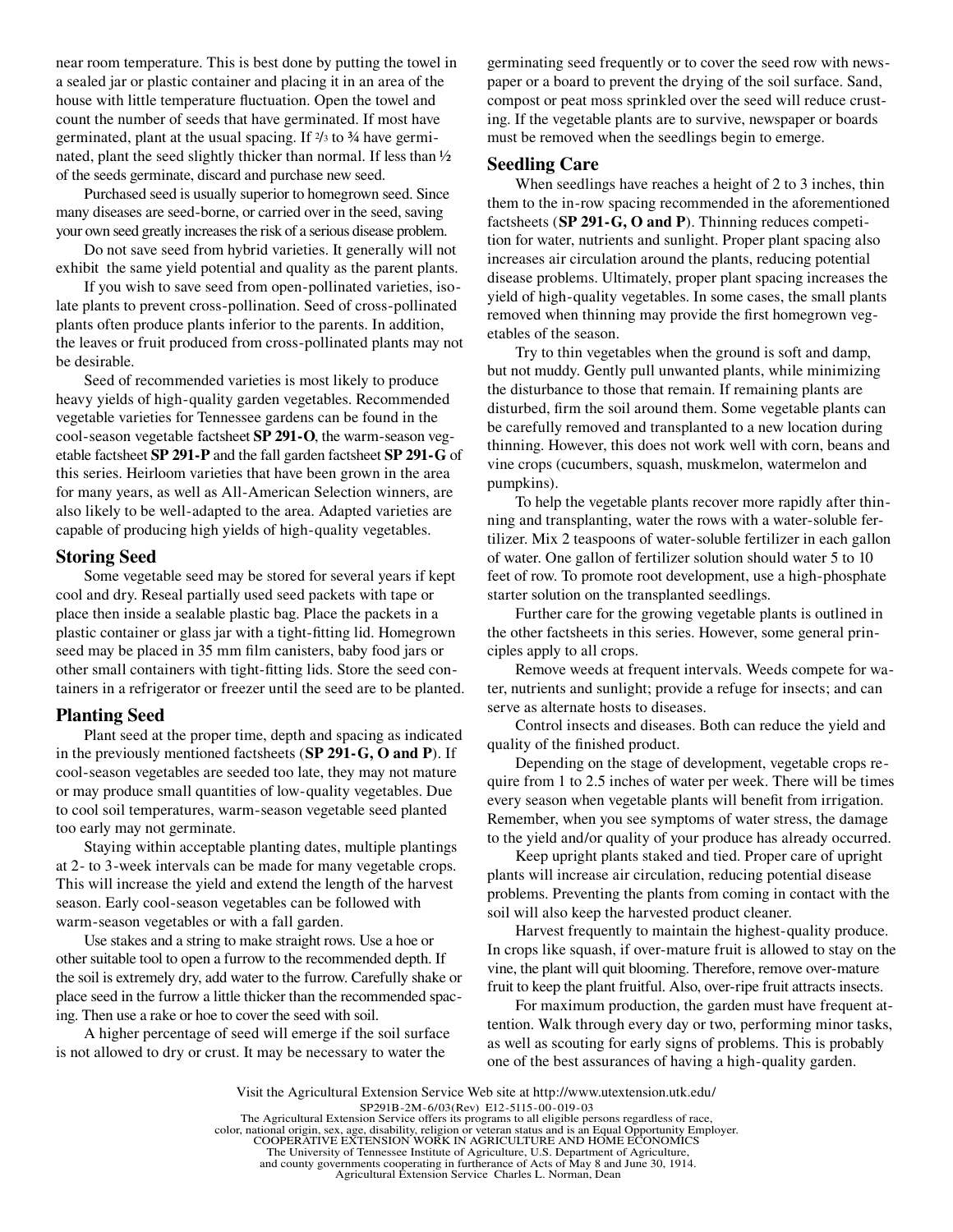near room temperature. This is best done by putting the towel in a sealed jar or plastic container and placing it in an area of the house with little temperature fluctuation. Open the towel and count the number of seeds that have germinated. If most have germinated, plant at the usual spacing. If ²/₃ to ¾ have germinated, plant the seed slightly thicker than normal. If less than ½ of the seeds germinate, discard and purchase new seed.

Purchased seed is usually superior to homegrown seed. Since many diseases are seed-borne, or carried over in the seed, saving your own seed greatly increases the risk of a serious disease problem.

Do not save seed from hybrid varieties. It generally will not exhibit the same yield potential and quality as the parent plants.

If you wish to save seed from open-pollinated varieties, isolate plants to prevent cross-pollination. Seed of cross-pollinated plants often produce plants inferior to the parents. In addition, the leaves or fruit produced from cross-pollinated plants may not be desirable.

Seed of recommended varieties is most likely to produce heavy yields of high-quality garden vegetables. Recommended vegetable varieties for Tennessee gardens can be found in the cool-season vegetable factsheet **SP 291-O**, the warm-season vegetable factsheet **SP 291-P** and the fall garden factsheet **SP 291-G** of this series. Heirloom varieties that have been grown in the area for many years, as well as All-American Selection winners, are also likely to be well-adapted to the area. Adapted varieties are capable of producing high yields of high-quality vegetables.

## Storing Seed

Some vegetable seed may be stored for several years if kept cool and dry. Reseal partially used seed packets with tape or place then inside a sealable plastic bag. Place the packets in a plastic container or glass jar with a tight-fitting lid. Homegrown seed may be placed in 35 mm film canisters, baby food jars or other small containers with tight-fitting lids. Store the seed containers in a refrigerator or freezer until the seed are to be planted.

## Planting Seed

Plant seed at the proper time, depth and spacing as indicated in the previously mentioned factsheets (**SP 291-G, O and P**). If cool-season vegetables are seeded too late, they may not mature or may produce small quantities of low-quality vegetables. Due to cool soil temperatures, warm-season vegetable seed planted too early may not germinate.

Staying within acceptable planting dates, multiple plantings at 2- to 3-week intervals can be made for many vegetable crops. This will increase the yield and extend the length of the harvest season. Early cool-season vegetables can be followed with warm-season vegetables or with a fall garden.

Use stakes and a string to make straight rows. Use a hoe or other suitable tool to open a furrow to the recommended depth. If the soil is extremely dry, add water to the furrow. Carefully shake or place seed in the furrow a little thicker than the recommended spacing. Then use a rake or hoe to cover the seed with soil.

A higher percentage of seed will emerge if the soil surface is not allowed to dry or crust. It may be necessary to water the germinating seed frequently or to cover the seed row with newspaper or a board to prevent the drying of the soil surface. Sand, compost or peat moss sprinkled over the seed will reduce crusting. If the vegetable plants are to survive, newspaper or boards must be removed when the seedlings begin to emerge.

## Seedling Care

When seedlings have reaches a height of 2 to 3 inches, thin them to the in-row spacing recommended in the aforementioned factsheets (**SP 291-G, O and P**). Thinning reduces competition for water, nutrients and sunlight. Proper plant spacing also increases air circulation around the plants, reducing potential disease problems. Ultimately, proper plant spacing increases the yield of high-quality vegetables. In some cases, the small plants removed when thinning may provide the first homegrown vegetables of the season.

Try to thin vegetables when the ground is soft and damp, but not muddy. Gently pull unwanted plants, while minimizing the disturbance to those that remain. If remaining plants are disturbed, firm the soil around them. Some vegetable plants can be carefully removed and transplanted to a new location during thinning. However, this does not work well with corn, beans and vine crops (cucumbers, squash, muskmelon, watermelon and pumpkins).

To help the vegetable plants recover more rapidly after thinning and transplanting, water the rows with a water-soluble fertilizer. Mix 2 teaspoons of water-soluble fertilizer in each gallon of water. One gallon of fertilizer solution should water 5 to 10 feet of row. To promote root development, use a high-phosphate starter solution on the transplanted seedlings.

Further care for the growing vegetable plants is outlined in the other factsheets in this series. However, some general principles apply to all crops.

Remove weeds at frequent intervals. Weeds compete for water, nutrients and sunlight; provide a refuge for insects; and can serve as alternate hosts to diseases.

Control insects and diseases. Both can reduce the yield and quality of the finished product.

Depending on the stage of development, vegetable crops require from 1 to 2.5 inches of water per week. There will be times every season when vegetable plants will benefit from irrigation. Remember, when you see symptoms of water stress, the damage to the yield and/or quality of your produce has already occurred.

Keep upright plants staked and tied. Proper care of upright plants will increase air circulation, reducing potential disease problems. Preventing the plants from coming in contact with the soil will also keep the harvested product cleaner.

Harvest frequently to maintain the highest-quality produce. In crops like squash, if over-mature fruit is allowed to stay on the vine, the plant will quit blooming. Therefore, remove over-mature fruit to keep the plant fruitful. Also, over-ripe fruit attracts insects.

For maximum production, the garden must have frequent attention. Walk through every day or two, performing minor tasks, as well as scouting for early signs of problems. This is probably one of the best assurances of having a high-quality garden.

Visit the Agricultural Extension Service Web site at http://www.utextension.utk.edu/

SP291B-2M-6/03(Rev) E12-5115-00-019-03

The Agricultural Extension Service offers its programs to all eligible persons regardless of race, color, national origin, sex, age, disability, religion or veteran status and is an Equal Opportunity Employer.
COOPERATIVE EXTENSION WORK IN AGRICULTURE AND HOME ECONOMICS
The University of Tennessee Institute of Agriculture, U.S. Department of Agriculture, and county governments cooperating in furtherance of Acts of May 8 and June 30, 1914.
Agricultural Extension Service Charles L. Norman, Dean